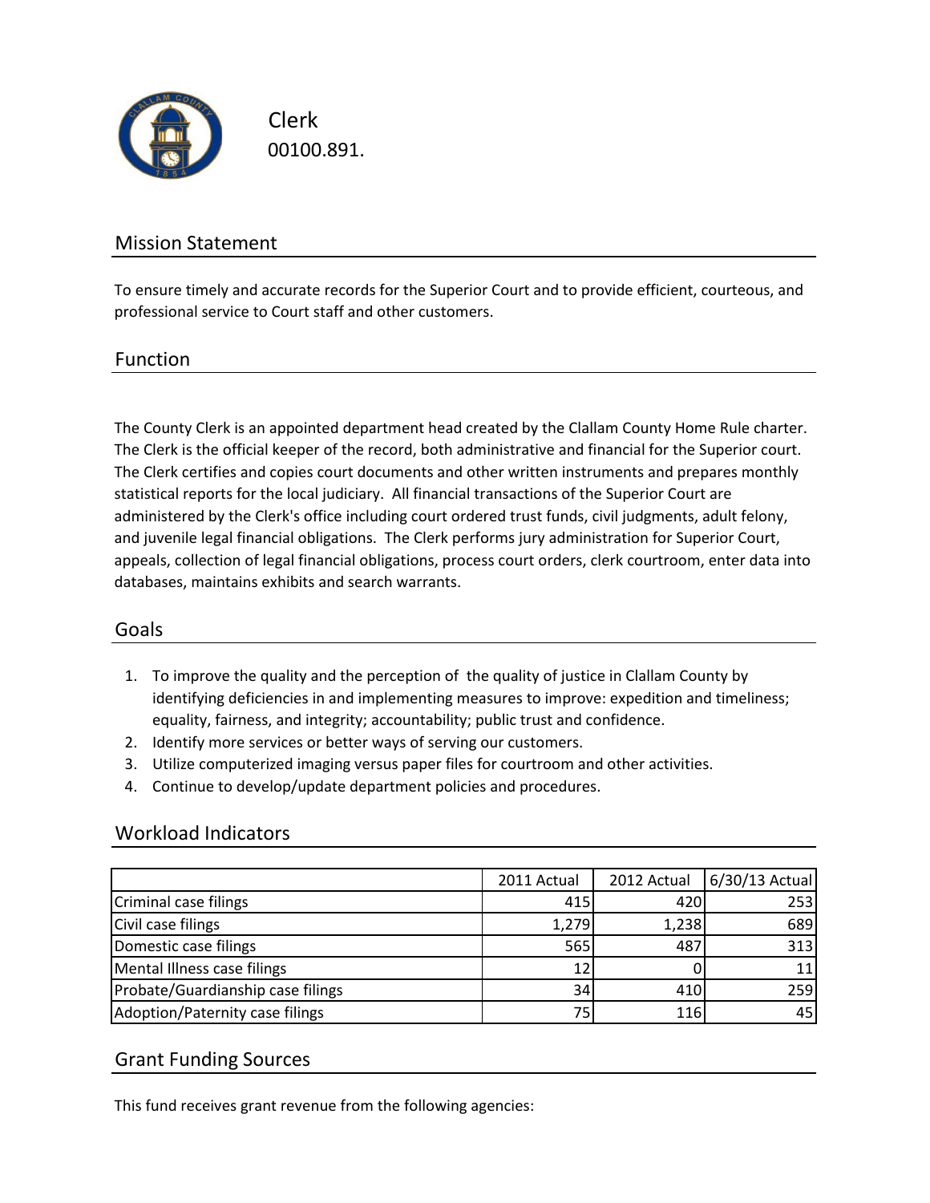# Clerk

00100.891.

## Mission Statement

To ensure timely and accurate records for the Superior Court and to provide efficient, courteous, and professional service to Court staff and other customers.

## Function

The County Clerk is an appointed department head created by the Clallam County Home Rule charter. The Clerk is the official keeper of the record, both administrative and financial for the Superior court. The Clerk certifies and copies court documents and other written instruments and prepares monthly statistical reports for the local judiciary. All financial transactions of the Superior Court are administered by the Clerk's office including court ordered trust funds, civil judgments, adult felony, and juvenile legal financial obligations. The Clerk performs jury administration for Superior Court, appeals, collection of legal financial obligations, process court orders, clerk courtroom, enter data into databases, maintains exhibits and search warrants.

## Goals

1. To improve the quality and the perception of the quality of justice in Clallam County by identifying deficiencies in and implementing measures to improve: expedition and timeliness; equality, fairness, and integrity; accountability; public trust and confidence.
2. Identify more services or better ways of serving our customers.
3. Utilize computerized imaging versus paper files for courtroom and other activities.
4. Continue to develop/update department policies and procedures.

## Workload Indicators

| | 2011 Actual | 2012 Actual | 6/30/13 Actual |
|---|---|---|---|
| Criminal case filings | 415 | 420 | 253 |
| Civil case filings | 1,279 | 1,238 | 689 |
| Domestic case filings | 565 | 487 | 313 |
| Mental Illness case filings | 12 | 0 | 11 |
| Probate/Guardianship case filings | 34 | 410 | 259 |
| Adoption/Paternity case filings | 75 | 116 | 45 |

## Grant Funding Sources

This fund receives grant revenue from the following agencies: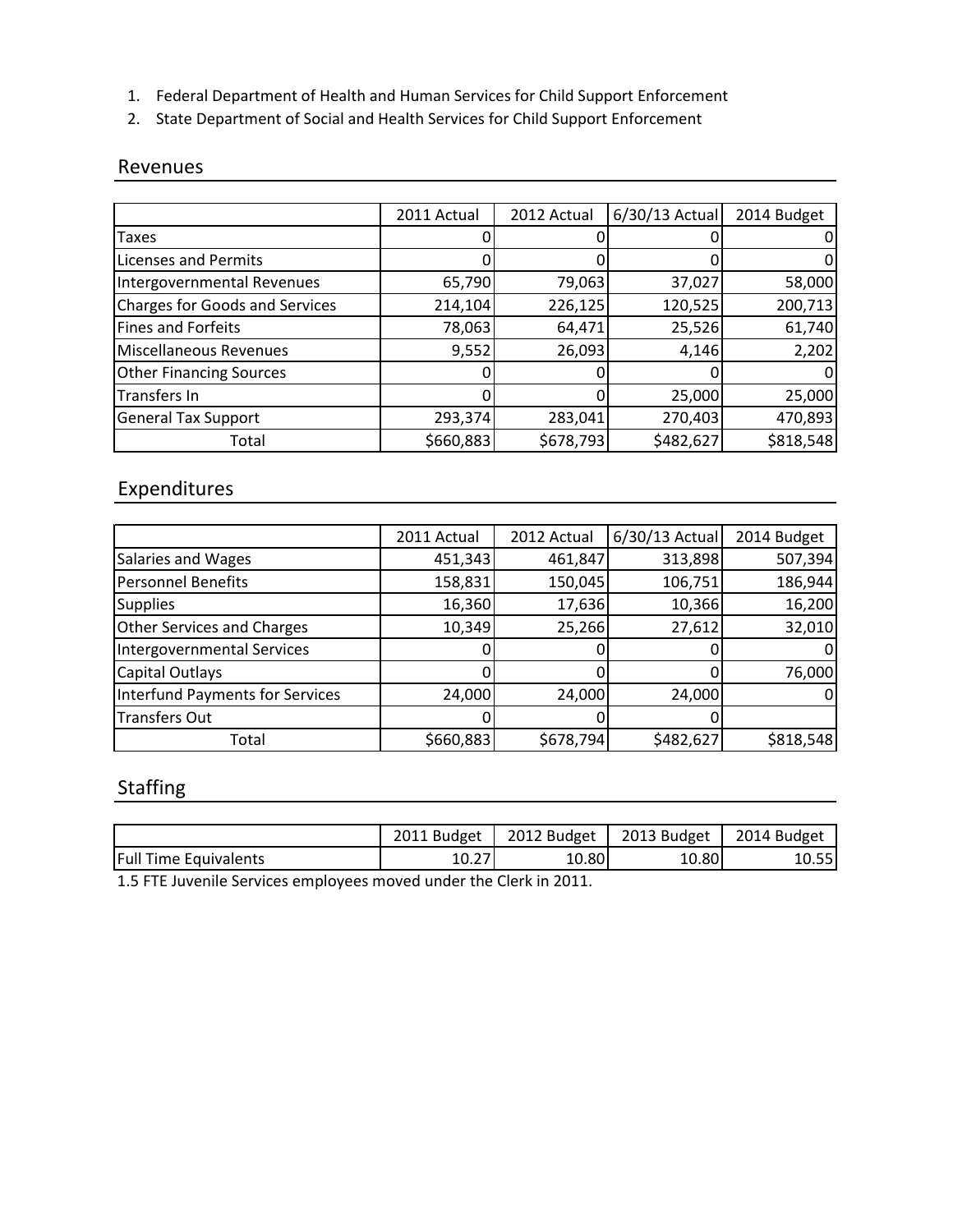1. Federal Department of Health and Human Services for Child Support Enforcement
2. State Department of Social and Health Services for Child Support Enforcement

## Revenues

| | 2011 Actual | 2012 Actual | 6/30/13 Actual | 2014 Budget |
|---|---|---|---|---|
| Taxes | 0 | 0 | 0 | 0 |
| Licenses and Permits | 0 | 0 | 0 | 0 |
| Intergovernmental Revenues | 65,790 | 79,063 | 37,027 | 58,000 |
| Charges for Goods and Services | 214,104 | 226,125 | 120,525 | 200,713 |
| Fines and Forfeits | 78,063 | 64,471 | 25,526 | 61,740 |
| Miscellaneous Revenues | 9,552 | 26,093 | 4,146 | 2,202 |
| Other Financing Sources | 0 | 0 | 0 | 0 |
| Transfers In | 0 | 0 | 25,000 | 25,000 |
| General Tax Support | 293,374 | 283,041 | 270,403 | 470,893 |
| Total | $660,883 | $678,793 | $482,627 | $818,548 |

## Expenditures

| | 2011 Actual | 2012 Actual | 6/30/13 Actual | 2014 Budget |
|---|---|---|---|---|
| Salaries and Wages | 451,343 | 461,847 | 313,898 | 507,394 |
| Personnel Benefits | 158,831 | 150,045 | 106,751 | 186,944 |
| Supplies | 16,360 | 17,636 | 10,366 | 16,200 |
| Other Services and Charges | 10,349 | 25,266 | 27,612 | 32,010 |
| Intergovernmental Services | 0 | 0 | 0 | 0 |
| Capital Outlays | 0 | 0 | 0 | 76,000 |
| Interfund Payments for Services | 24,000 | 24,000 | 24,000 | 0 |
| Transfers Out | 0 | 0 | 0 | |
| Total | $660,883 | $678,794 | $482,627 | $818,548 |

## Staffing

| | 2011 Budget | 2012 Budget | 2013 Budget | 2014 Budget |
|---|---|---|---|---|
| Full Time Equivalents | 10.27 | 10.80 | 10.80 | 10.55 |

1.5 FTE Juvenile Services employees moved under the Clerk in 2011.